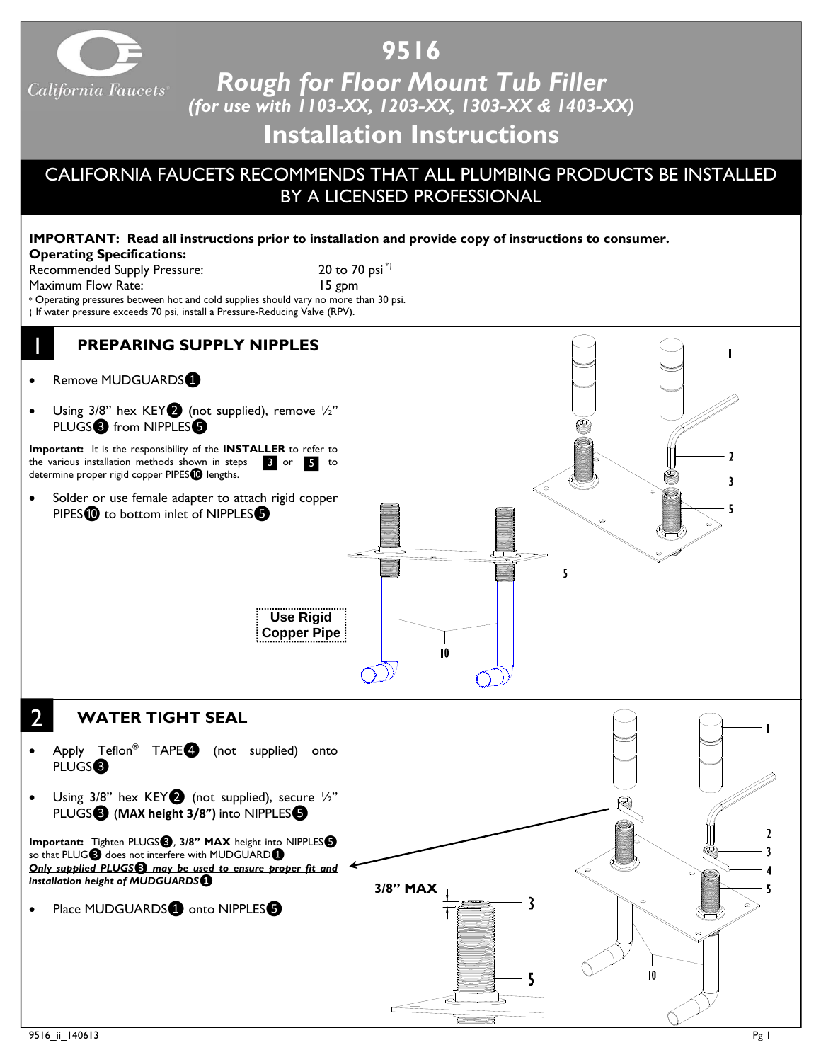# 9516

## *Rough for Floor Mount Tub Filler*

### *(for use with 1103-XX, 1203-XX, 1303-XX & 1403-XX)*

## Installation Instructions

**CALIFORNIA FAUCETS RECOMMENDS THAT ALL PLUMBING PRODUCTS BE INSTALLED BY A LICENSED PROFESSIONAL**

**IMPORTANT: Read all instructions prior to installation and provide copy of instructions to consumer.**

**Operating Specifications:**

| | |
|---|---|
| Recommended Supply Pressure: | 20 to 70 psi *† |
| Maximum Flow Rate: | 15 gpm |

* Operating pressures between hot and cold supplies should vary no more than 30 psi.
† If water pressure exceeds 70 psi, install a Pressure-Reducing Valve (RPV).

## 1 PREPARING SUPPLY NIPPLES

- Remove MUDGUARDS❶
- Using 3/8" hex KEY❷ (not supplied), remove ½" PLUGS❸ from NIPPLES❺

**Important:** It is the responsibility of the **INSTALLER** to refer to the various installation methods shown in steps 3 or 5 to determine proper rigid copper PIPES❿ lengths.

- Solder or use female adapter to attach rigid copper PIPES❿ to bottom inlet of NIPPLES❺

Use Rigid Copper Pipe

## 2 WATER TIGHT SEAL

- Apply Teflon® TAPE❹ (not supplied) onto PLUGS❸
- Using 3/8" hex KEY❷ (not supplied), secure ½" PLUGS❸ (**MAX height 3/8")** into NIPPLES❺

**Important:** Tighten PLUGS❸, **3/8" MAX** height into NIPPLES❺ so that PLUG❸ does not interfere with MUDGUARD❶
***Only supplied PLUGS❸ may be used to ensure proper fit and installation height of MUDGUARDS❶***

- Place MUDGUARDS❶ onto NIPPLES❺

3/8" MAX

9516_ii_140613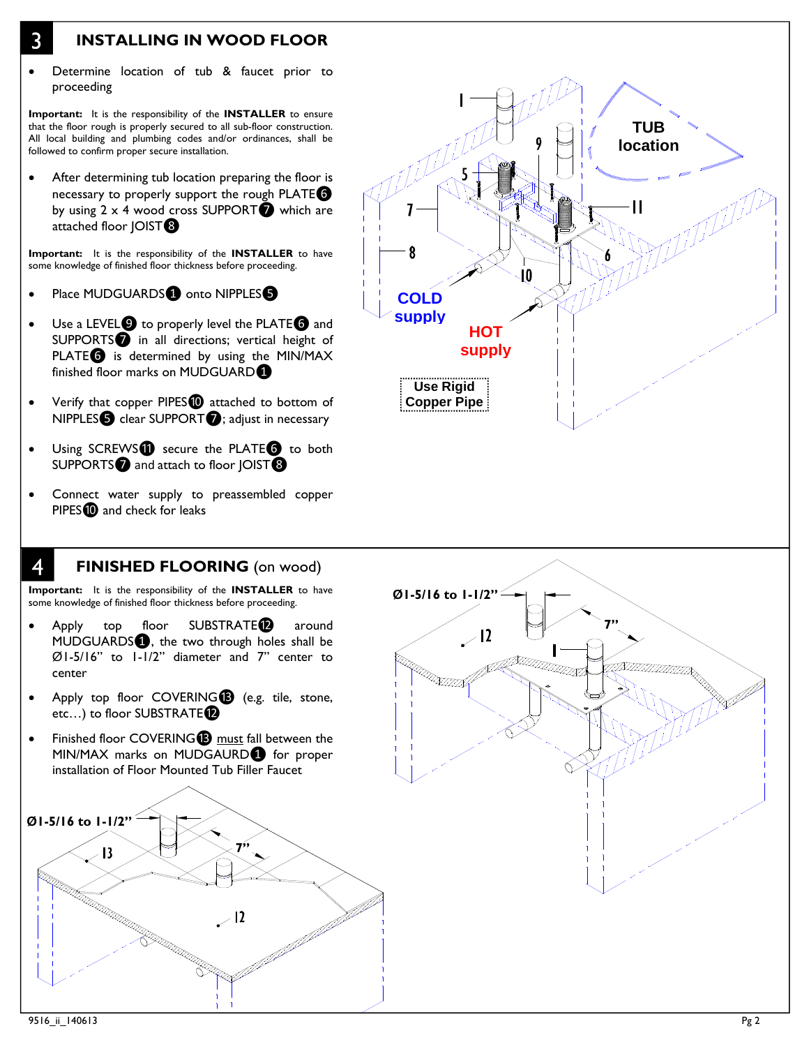## 3 INSTALLING IN WOOD FLOOR

- Determine location of tub & faucet prior to proceeding

**Important:** It is the responsibility of the **INSTALLER** to ensure that the floor rough is properly secured to all sub-floor construction. All local building codes and/or ordinances, shall be followed to confirm proper secure installation.

- After determining tub location preparing the floor is necessary to properly support the rough PLATE❻ by using 2 x 4 wood cross SUPPORT❼ which are attached floor JOIST❽

**Important:** It is the responsibility of the **INSTALLER** to have some knowledge of finished floor thickness before proceeding.

- Place MUDGUARDS❶ onto NIPPLES❺
- Use a LEVEL❾ to properly level the PLATE❻ and SUPPORTS❼ in all directions; vertical height of PLATE❻ is determined by using the MIN/MAX finished floor marks on MUDGUARD❶
- Verify that copper PIPES❿ attached to bottom of NIPPLES❺ clear SUPPORT❼; adjust in necessary
- Using SCREWS⓫ secure the PLATE❻ to both SUPPORTS❼ and attach to floor JOIST❽
- Connect water supply to preassembled copper PIPES❿ and check for leaks

TUB location

COLD supply

HOT supply

Use Rigid Copper Pipe

## 4 FINISHED FLOORING (on wood)

**Important:** It is the responsibility of the **INSTALLER** to have some knowledge of finished floor thickness before proceeding.

- Apply top floor SUBSTRATE⓬ around MUDGUARDS❶, the two through holes shall be Ø1-5/16" to 1-1/2" diameter and 7" center to center
- Apply top floor COVERING⓭ (e.g. tile, stone, etc…) to floor SUBSTRATE⓬
- Finished floor COVERING⓭ <u>must</u> fall between the MIN/MAX marks on MUDGAURD❶ for proper installation of Floor Mounted Tub Filler Faucet

Ø1-5/16 to 1-1/2"

7"

9516_ii_140613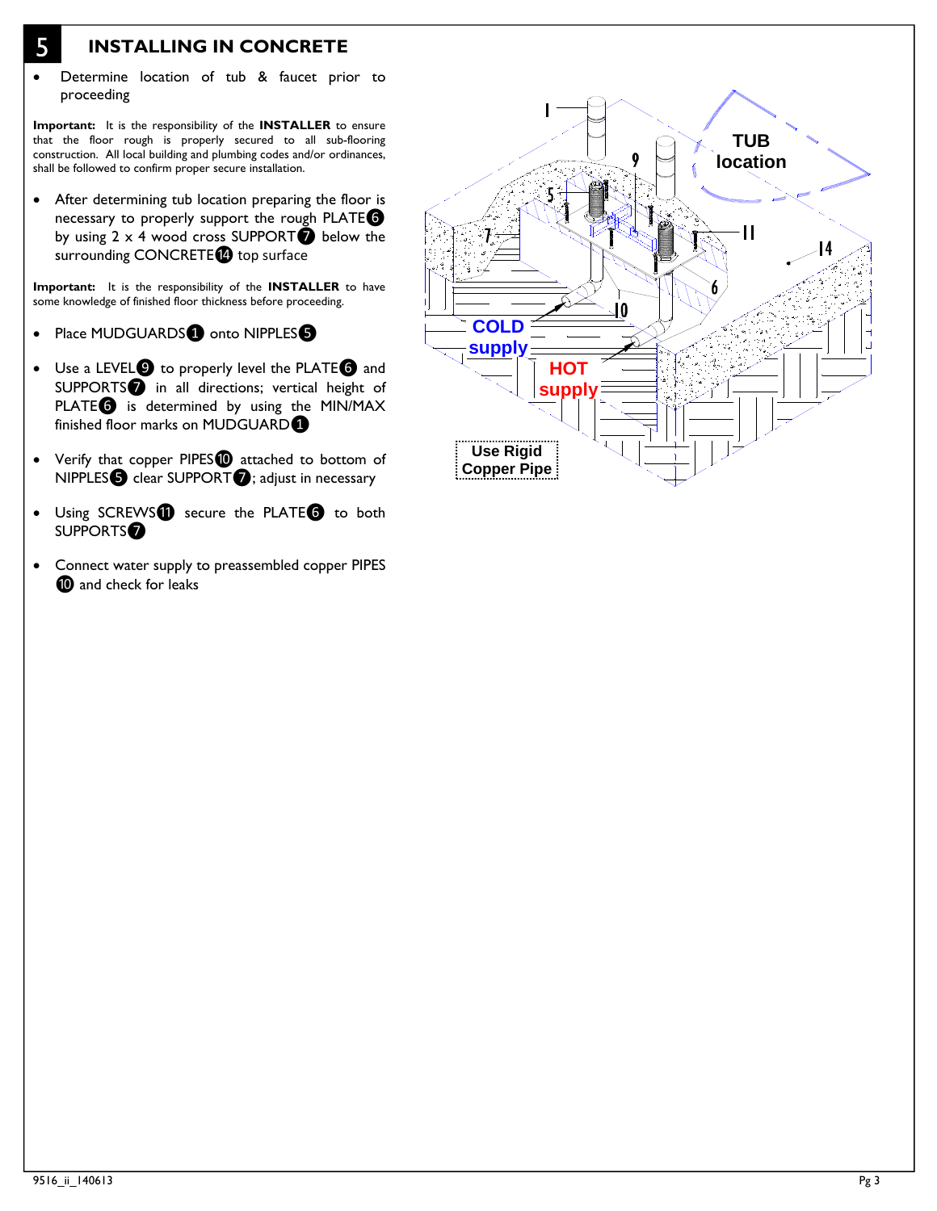## 5 INSTALLING IN CONCRETE

- Determine location of tub & faucet prior to proceeding

**Important:** It is the responsibility of the **INSTALLER** to ensure that the floor rough is properly secured to all sub-flooring construction. All local building and plumbing codes and/or ordinances, shall be followed to confirm proper secure installation.

- After determining tub location preparing the floor is necessary to properly support the rough PLATE❻ by using 2 x 4 wood cross SUPPORT❼ below the surrounding CONCRETE⓮ top surface

**Important:** It is the responsibility of the **INSTALLER** to have some knowledge of finished floor thickness before proceeding.

- Place MUDGUARDS❶ onto NIPPLES❺
- Use a LEVEL❾ to properly level the PLATE❻ and SUPPORTS❼ in all directions; vertical height of PLATE❻ is determined by using the MIN/MAX finished floor marks on MUDGUARD❶
- Verify that copper PIPES❿ attached to bottom of NIPPLES❺ clear SUPPORT❼; adjust in necessary
- Using SCREWS⓫ secure the PLATE❻ to both SUPPORTS❼
- Connect water supply to preassembled copper PIPES ❿ and check for leaks

TUB location

COLD supply

HOT supply

Use Rigid Copper Pipe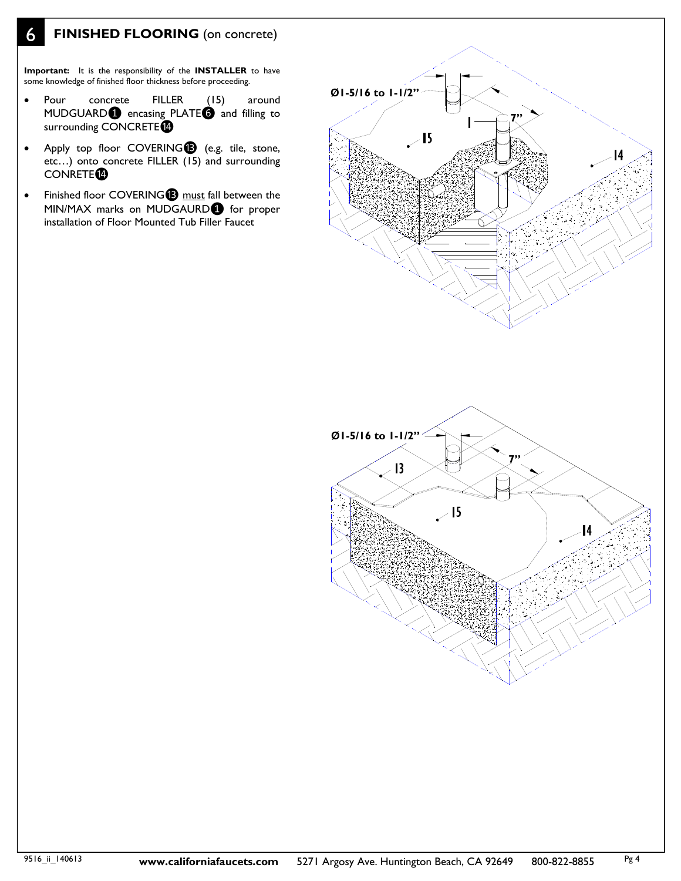# 6 FINISHED FLOORING (on concrete)

**Important:** It is the responsibility of the **INSTALLER** to have some knowledge of finished floor thickness before proceeding.

- Pour concrete FILLER (15) around MUDGUARD 1 encasing PLATE 6 and filling to surrounding CONCRETE 14
- Apply top floor COVERING 13 (e.g. tile, stone, etc…) onto concrete FILLER (15) and surrounding CONRETE 14
- Finished floor COVERING 13 must fall between the MIN/MAX marks on MUDGAURD 1 for proper installation of Floor Mounted Tub Filler Faucet

Ø1-5/16 to 1-1/2"

7"

1

15

14

Ø1-5/16 to 1-1/2"

7"

13

15

14

9516_ii_140613 **www.californiafaucets.com** 5271 Argosy Ave. Huntington Beach, CA 92649 800-822-8855